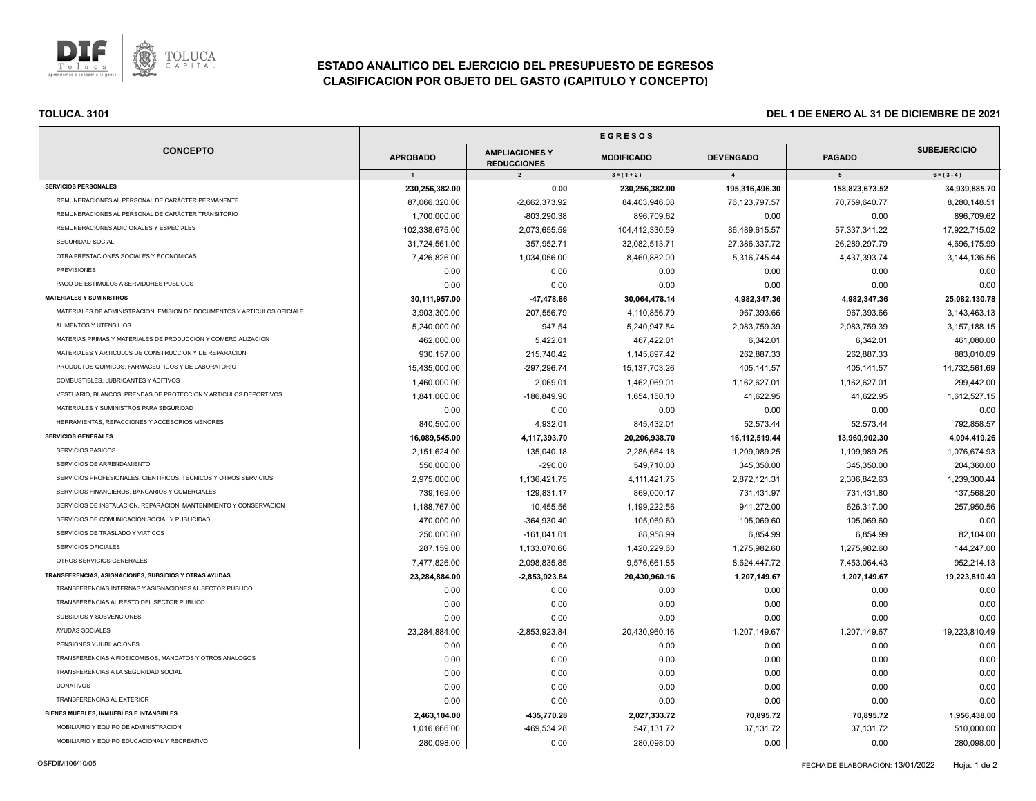# ESTADO ANALITICO DEL EJERCICIO DEL PRESUPUESTO DE EGRESOS
## CLASIFICACION POR OBJETO DEL GASTO (CAPITULO Y CONCEPTO)

**TOLUCA. 3101**

**DEL 1 DE ENERO AL 31 DE DICIEMBRE DE 2021**

| CONCEPTO | EGRESOS | | | | | SUBEJERCICIO |
|---|---|---|---|---|---|---|
| | APROBADO | AMPLIACIONES Y REDUCCIONES | MODIFICADO | DEVENGADO | PAGADO | |
| | 1 | 2 | 3 = ( 1 + 2 ) | 4 | 5 | 6 = ( 3 - 4 ) |
| **SERVICIOS PERSONALES** | **230,256,382.00** | **0.00** | **230,256,382.00** | **195,316,496.30** | **158,823,673.52** | **34,939,885.70** |
| REMUNERACIONES AL PERSONAL DE CARÁCTER PERMANENTE | 87,066,320.00 | -2,662,373.92 | 84,403,946.08 | 76,123,797.57 | 70,759,640.77 | 8,280,148.51 |
| REMUNERACIONES AL PERSONAL DE CARÁCTER TRANSITORIO | 1,700,000.00 | -803,290.38 | 896,709.62 | 0.00 | 0.00 | 896,709.62 |
| REMUNERACIONES ADICIONALES Y ESPECIALES | 102,338,675.00 | 2,073,655.59 | 104,412,330.59 | 86,489,615.57 | 57,337,341.22 | 17,922,715.02 |
| SEGURIDAD SOCIAL | 31,724,561.00 | 357,952.71 | 32,082,513.71 | 27,386,337.72 | 26,289,297.79 | 4,696,175.99 |
| OTRA PRESTACIONES SOCIALES Y ECONOMICAS | 7,426,826.00 | 1,034,056.00 | 8,460,882.00 | 5,316,745.44 | 4,437,393.74 | 3,144,136.56 |
| PREVISIONES | 0.00 | 0.00 | 0.00 | 0.00 | 0.00 | 0.00 |
| PAGO DE ESTIMULOS A SERVIDORES PUBLICOS | 0.00 | 0.00 | 0.00 | 0.00 | 0.00 | 0.00 |
| **MATERIALES Y SUMINISTROS** | **30,111,957.00** | **-47,478.86** | **30,064,478.14** | **4,982,347.36** | **4,982,347.36** | **25,082,130.78** |
| MATERIALES DE ADMINISTRACION, EMISION DE DOCUMENTOS Y ARTICULOS OFICIALE | 3,903,300.00 | 207,556.79 | 4,110,856.79 | 967,393.66 | 967,393.66 | 3,143,463.13 |
| ALIMENTOS Y UTENSILIOS | 5,240,000.00 | 947.54 | 5,240,947.54 | 2,083,759.39 | 2,083,759.39 | 3,157,188.15 |
| MATERIAS PRIMAS Y MATERIALES DE PRODUCCION Y COMERCIALIZACION | 462,000.00 | 5,422.01 | 467,422.01 | 6,342.01 | 6,342.01 | 461,080.00 |
| MATERIALES Y ARTICULOS DE CONSTRUCCION Y DE REPARACION | 930,157.00 | 215,740.42 | 1,145,897.42 | 262,887.33 | 262,887.33 | 883,010.09 |
| PRODUCTOS QUIMICOS, FARMACEUTICOS Y DE LABORATORIO | 15,435,000.00 | -297,296.74 | 15,137,703.26 | 405,141.57 | 405,141.57 | 14,732,561.69 |
| COMBUSTIBLES, LUBRICANTES Y ADITIVOS | 1,460,000.00 | 2,069.01 | 1,462,069.01 | 1,162,627.01 | 1,162,627.01 | 299,442.00 |
| VESTUARIO, BLANCOS, PRENDAS DE PROTECCION Y ARTICULOS DEPORTIVOS | 1,841,000.00 | -186,849.90 | 1,654,150.10 | 41,622.95 | 41,622.95 | 1,612,527.15 |
| MATERIALES Y SUMINISTROS PARA SEGURIDAD | 0.00 | 0.00 | 0.00 | 0.00 | 0.00 | 0.00 |
| HERRAMIENTAS, REFACCIONES Y ACCESORIOS MENORES | 840,500.00 | 4,932.01 | 845,432.01 | 52,573.44 | 52,573.44 | 792,858.57 |
| **SERVICIOS GENERALES** | **16,089,545.00** | **4,117,393.70** | **20,206,938.70** | **16,112,519.44** | **13,960,902.30** | **4,094,419.26** |
| SERVICIOS BASICOS | 2,151,624.00 | 135,040.18 | 2,286,664.18 | 1,209,989.25 | 1,109,989.25 | 1,076,674.93 |
| SERVICIOS DE ARRENDAMIENTO | 550,000.00 | -290.00 | 549,710.00 | 345,350.00 | 345,350.00 | 204,360.00 |
| SERVICIOS PROFESIONALES, CIENTIFICOS, TECNICOS Y OTROS SERVICIOS | 2,975,000.00 | 1,136,421.75 | 4,111,421.75 | 2,872,121.31 | 2,306,842.63 | 1,239,300.44 |
| SERVICIOS FINANCIEROS, BANCARIOS Y COMERCIALES | 739,169.00 | 129,831.17 | 869,000.17 | 731,431.97 | 731,431.80 | 137,568.20 |
| SERVICIOS DE INSTALACION, REPARACION, MANTENIMIENTO Y CONSERVACION | 1,188,767.00 | 10,455.56 | 1,199,222.56 | 941,272.00 | 626,317.00 | 257,950.56 |
| SERVICIOS DE COMUNICACIÓN SOCIAL Y PUBLICIDAD | 470,000.00 | -364,930.40 | 105,069.60 | 105,069.60 | 105,069.60 | 0.00 |
| SERVICIOS DE TRASLADO Y VIATICOS | 250,000.00 | -161,041.01 | 88,958.99 | 6,854.99 | 6,854.99 | 82,104.00 |
| SERVICIOS OFICIALES | 287,159.00 | 1,133,070.60 | 1,420,229.60 | 1,275,982.60 | 1,275,982.60 | 144,247.00 |
| OTROS SERVICIOS GENERALES | 7,477,826.00 | 2,098,835.85 | 9,576,661.85 | 8,624,447.72 | 7,453,064.43 | 952,214.13 |
| **TRANSFERENCIAS, ASIGNACIONES, SUBSIDIOS Y OTRAS AYUDAS** | **23,284,884.00** | **-2,853,923.84** | **20,430,960.16** | **1,207,149.67** | **1,207,149.67** | **19,223,810.49** |
| TRANSFERENCIAS INTERNAS Y ASIGNACIONES AL SECTOR PUBLICO | 0.00 | 0.00 | 0.00 | 0.00 | 0.00 | 0.00 |
| TRANSFERENCIAS AL RESTO DEL SECTOR PUBLICO | 0.00 | 0.00 | 0.00 | 0.00 | 0.00 | 0.00 |
| SUBSIDIOS Y SUBVENCIONES | 0.00 | 0.00 | 0.00 | 0.00 | 0.00 | 0.00 |
| AYUDAS SOCIALES | 23,284,884.00 | -2,853,923.84 | 20,430,960.16 | 1,207,149.67 | 1,207,149.67 | 19,223,810.49 |
| PENSIONES Y JUBILACIONES | 0.00 | 0.00 | 0.00 | 0.00 | 0.00 | 0.00 |
| TRANSFERENCIAS A FIDEICOMISOS, MANDATOS Y OTROS ANALOGOS | 0.00 | 0.00 | 0.00 | 0.00 | 0.00 | 0.00 |
| TRANSFERENCIAS A LA SEGURIDAD SOCIAL | 0.00 | 0.00 | 0.00 | 0.00 | 0.00 | 0.00 |
| DONATIVOS | 0.00 | 0.00 | 0.00 | 0.00 | 0.00 | 0.00 |
| TRANSFERENCIAS AL EXTERIOR | 0.00 | 0.00 | 0.00 | 0.00 | 0.00 | 0.00 |
| **BIENES MUEBLES, INMUEBLES E INTANGIBLES** | **2,463,104.00** | **-435,770.28** | **2,027,333.72** | **70,895.72** | **70,895.72** | **1,956,438.00** |
| MOBILIARIO Y EQUIPO DE ADMINISTRACION | 1,016,666.00 | -469,534.28 | 547,131.72 | 37,131.72 | 37,131.72 | 510,000.00 |
| MOBILIARIO Y EQUIPO EDUCACIONAL Y RECREATIVO | 280,098.00 | 0.00 | 280,098.00 | 0.00 | 0.00 | 280,098.00 |

OSFDIM106/10/05

FECHA DE ELABORACION: 13/01/2022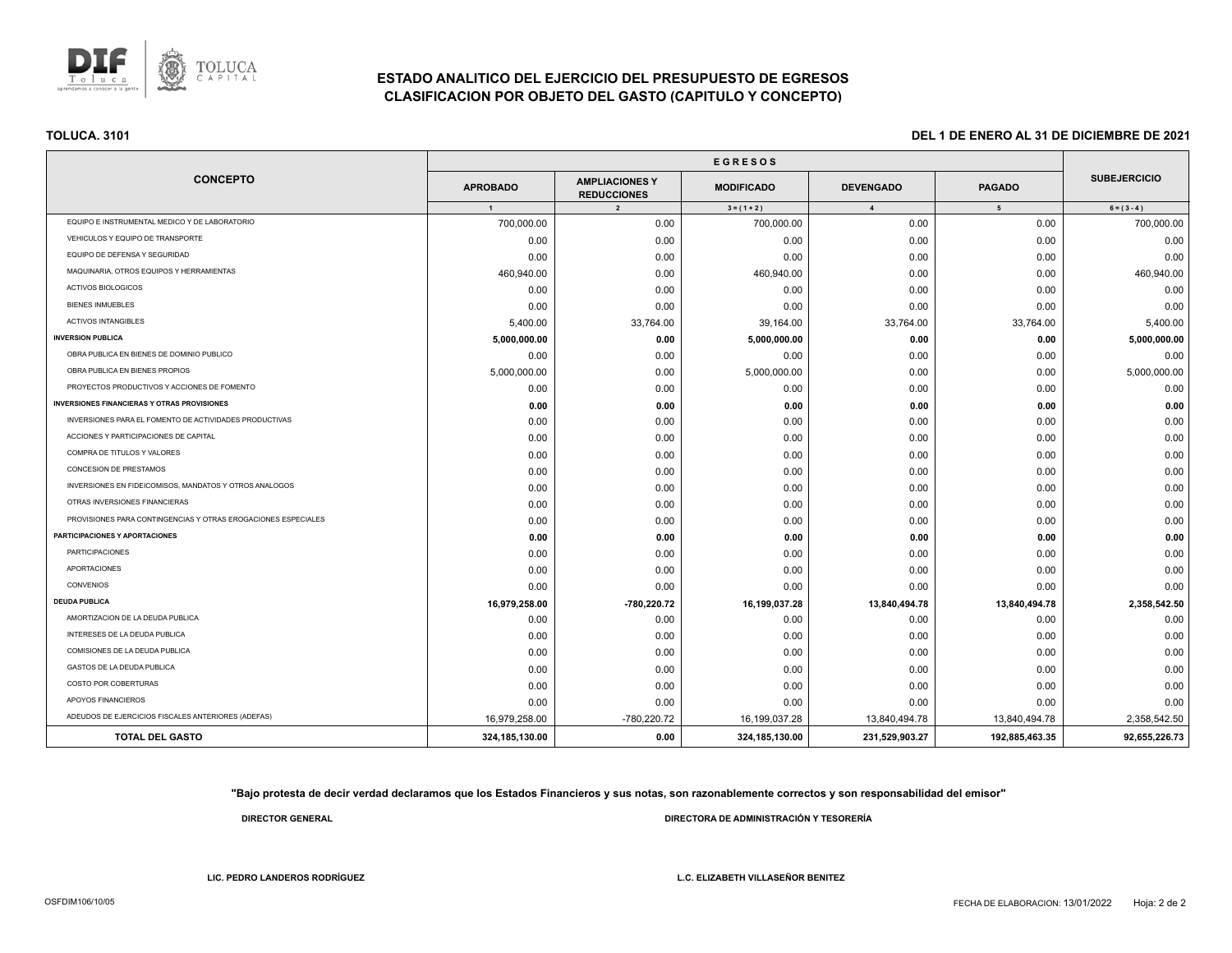# ESTADO ANALITICO DEL EJERCICIO DEL PRESUPUESTO DE EGRESOS
## CLASIFICACION POR OBJETO DEL GASTO (CAPITULO Y CONCEPTO)

**TOLUCA. 3101**

**DEL 1 DE ENERO AL 31 DE DICIEMBRE DE 2021**

| CONCEPTO | EGRESOS | | | | | SUBEJERCICIO |
|---|---|---|---|---|---|---|
| | APROBADO | AMPLIACIONES Y REDUCCIONES | MODIFICADO | DEVENGADO | PAGADO | |
| | 1 | 2 | 3 = ( 1 + 2 ) | 4 | 5 | 6 = ( 3 - 4 ) |
| EQUIPO E INSTRUMENTAL MEDICO Y DE LABORATORIO | 700,000.00 | 0.00 | 700,000.00 | 0.00 | 0.00 | 700,000.00 |
| VEHICULOS Y EQUIPO DE TRANSPORTE | 0.00 | 0.00 | 0.00 | 0.00 | 0.00 | 0.00 |
| EQUIPO DE DEFENSA Y SEGURIDAD | 0.00 | 0.00 | 0.00 | 0.00 | 0.00 | 0.00 |
| MAQUINARIA, OTROS EQUIPOS Y HERRAMIENTAS | 460,940.00 | 0.00 | 460,940.00 | 0.00 | 0.00 | 460,940.00 |
| ACTIVOS BIOLOGICOS | 0.00 | 0.00 | 0.00 | 0.00 | 0.00 | 0.00 |
| BIENES INMUEBLES | 0.00 | 0.00 | 0.00 | 0.00 | 0.00 | 0.00 |
| ACTIVOS INTANGIBLES | 5,400.00 | 33,764.00 | 39,164.00 | 33,764.00 | 33,764.00 | 5,400.00 |
| **INVERSION PUBLICA** | **5,000,000.00** | **0.00** | **5,000,000.00** | **0.00** | **0.00** | **5,000,000.00** |
| OBRA PUBLICA EN BIENES DE DOMINIO PUBLICO | 0.00 | 0.00 | 0.00 | 0.00 | 0.00 | 0.00 |
| OBRA PUBLICA EN BIENES PROPIOS | 5,000,000.00 | 0.00 | 5,000,000.00 | 0.00 | 0.00 | 5,000,000.00 |
| PROYECTOS PRODUCTIVOS Y ACCIONES DE FOMENTO | 0.00 | 0.00 | 0.00 | 0.00 | 0.00 | 0.00 |
| **INVERSIONES FINANCIERAS Y OTRAS PROVISIONES** | **0.00** | **0.00** | **0.00** | **0.00** | **0.00** | **0.00** |
| INVERSIONES PARA EL FOMENTO DE ACTIVIDADES PRODUCTIVAS | 0.00 | 0.00 | 0.00 | 0.00 | 0.00 | 0.00 |
| ACCIONES Y PARTICIPACIONES DE CAPITAL | 0.00 | 0.00 | 0.00 | 0.00 | 0.00 | 0.00 |
| COMPRA DE TITULOS Y VALORES | 0.00 | 0.00 | 0.00 | 0.00 | 0.00 | 0.00 |
| CONCESION DE PRESTAMOS | 0.00 | 0.00 | 0.00 | 0.00 | 0.00 | 0.00 |
| INVERSIONES EN FIDEICOMISOS, MANDATOS Y OTROS ANALOGOS | 0.00 | 0.00 | 0.00 | 0.00 | 0.00 | 0.00 |
| OTRAS INVERSIONES FINANCIERAS | 0.00 | 0.00 | 0.00 | 0.00 | 0.00 | 0.00 |
| PROVISIONES PARA CONTINGENCIAS Y OTRAS EROGACIONES ESPECIALES | 0.00 | 0.00 | 0.00 | 0.00 | 0.00 | 0.00 |
| **PARTICIPACIONES Y APORTACIONES** | **0.00** | **0.00** | **0.00** | **0.00** | **0.00** | **0.00** |
| PARTICIPACIONES | 0.00 | 0.00 | 0.00 | 0.00 | 0.00 | 0.00 |
| APORTACIONES | 0.00 | 0.00 | 0.00 | 0.00 | 0.00 | 0.00 |
| CONVENIOS | 0.00 | 0.00 | 0.00 | 0.00 | 0.00 | 0.00 |
| **DEUDA PUBLICA** | **16,979,258.00** | **-780,220.72** | **16,199,037.28** | **13,840,494.78** | **13,840,494.78** | **2,358,542.50** |
| AMORTIZACION DE LA DEUDA PUBLICA | 0.00 | 0.00 | 0.00 | 0.00 | 0.00 | 0.00 |
| INTERESES DE LA DEUDA PUBLICA | 0.00 | 0.00 | 0.00 | 0.00 | 0.00 | 0.00 |
| COMISIONES DE LA DEUDA PUBLICA | 0.00 | 0.00 | 0.00 | 0.00 | 0.00 | 0.00 |
| GASTOS DE LA DEUDA PUBLICA | 0.00 | 0.00 | 0.00 | 0.00 | 0.00 | 0.00 |
| COSTO POR COBERTURAS | 0.00 | 0.00 | 0.00 | 0.00 | 0.00 | 0.00 |
| APOYOS FINANCIEROS | 0.00 | 0.00 | 0.00 | 0.00 | 0.00 | 0.00 |
| ADEUDOS DE EJERCICIOS FISCALES ANTERIORES (ADEFAS) | 16,979,258.00 | -780,220.72 | 16,199,037.28 | 13,840,494.78 | 13,840,494.78 | 2,358,542.50 |
| **TOTAL DEL GASTO** | **324,185,130.00** | **0.00** | **324,185,130.00** | **231,529,903.27** | **192,885,463.35** | **92,655,226.73** |

**"Bajo protesta de decir verdad declaramos que los Estados Financieros y sus notas, son razonablemente correctos y son responsabilidad del emisor"**

**DIRECTOR GENERAL**

**DIRECTORA DE ADMINISTRACIÓN Y TESORERÍA**

**LIC. PEDRO LANDEROS RODRÍGUEZ**

**L.C. ELIZABETH VILLASEÑOR BENITEZ**

OSFDIM106/10/05

FECHA DE ELABORACION: 13/01/2022